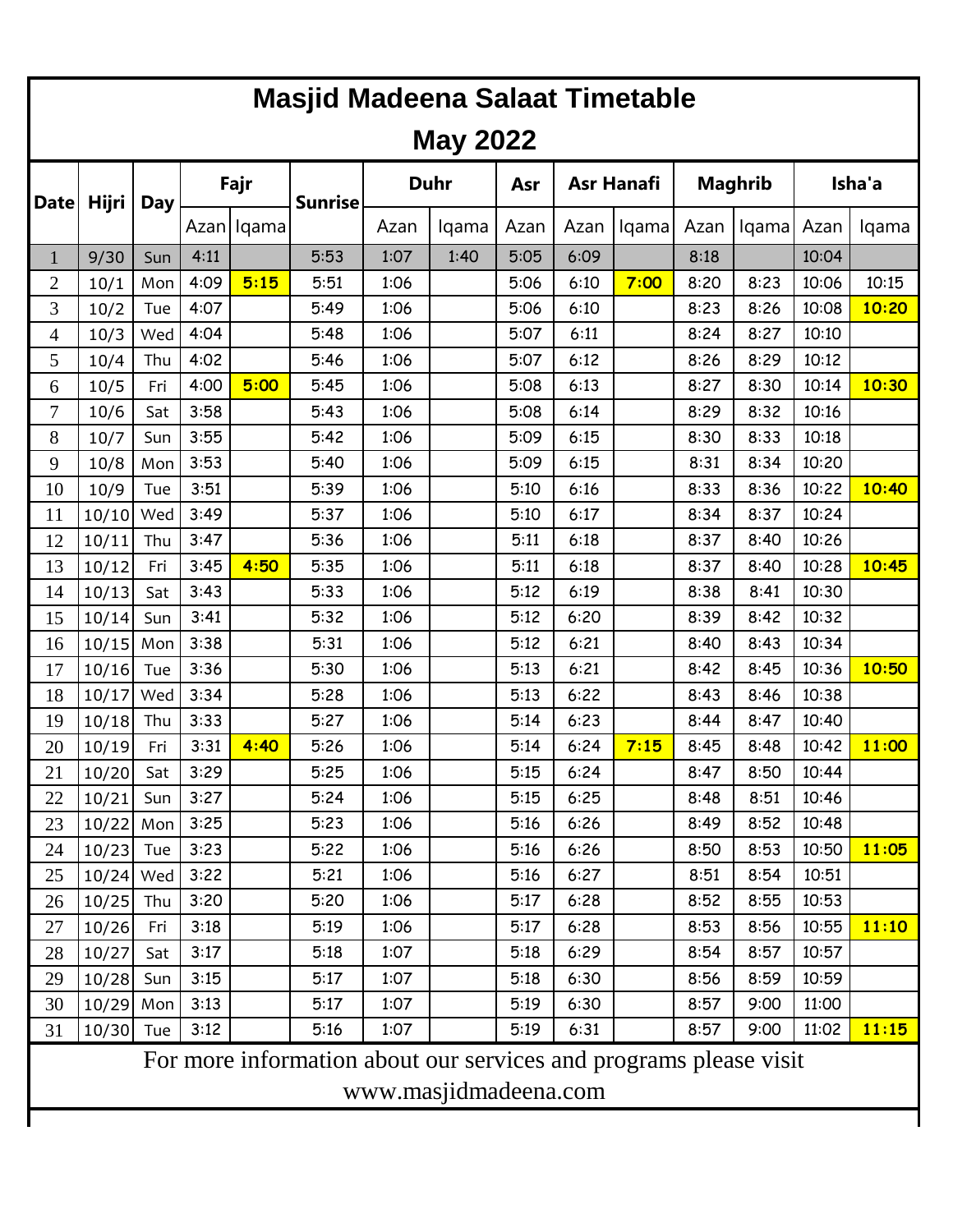# Masjid Madeena Salaat Timetable

## May 2022

| Date | Hijri | Day | Fajr | | Sunrise | Duhr | | Asr | Asr Hanafi | | Maghrib | | Isha'a | |
|---|---|---|---|---|---|---|---|---|---|---|---|---|---|---|
| | | | Azan | Iqama | | Azan | Iqama | Azan | Azan | Iqama | Azan | Iqama | Azan | Iqama |
| 1 | 9/30 | Sun | 4:11 | | 5:53 | 1:07 | 1:40 | 5:05 | 6:09 | | 8:18 | | 10:04 | |
| 2 | 10/1 | Mon | 4:09 | **5:15** | 5:51 | 1:06 | | 5:06 | 6:10 | **7:00** | 8:20 | 8:23 | 10:06 | 10:15 |
| 3 | 10/2 | Tue | 4:07 | | 5:49 | 1:06 | | 5:06 | 6:10 | | 8:23 | 8:26 | 10:08 | **10:20** |
| 4 | 10/3 | Wed | 4:04 | | 5:48 | 1:06 | | 5:07 | 6:11 | | 8:24 | 8:27 | 10:10 | |
| 5 | 10/4 | Thu | 4:02 | | 5:46 | 1:06 | | 5:07 | 6:12 | | 8:26 | 8:29 | 10:12 | |
| 6 | 10/5 | Fri | 4:00 | **5:00** | 5:45 | 1:06 | | 5:08 | 6:13 | | 8:27 | 8:30 | 10:14 | **10:30** |
| 7 | 10/6 | Sat | 3:58 | | 5:43 | 1:06 | | 5:08 | 6:14 | | 8:29 | 8:32 | 10:16 | |
| 8 | 10/7 | Sun | 3:55 | | 5:42 | 1:06 | | 5:09 | 6:15 | | 8:30 | 8:33 | 10:18 | |
| 9 | 10/8 | Mon | 3:53 | | 5:40 | 1:06 | | 5:09 | 6:15 | | 8:31 | 8:34 | 10:20 | |
| 10 | 10/9 | Tue | 3:51 | | 5:39 | 1:06 | | 5:10 | 6:16 | | 8:33 | 8:36 | 10:22 | **10:40** |
| 11 | 10/10 | Wed | 3:49 | | 5:37 | 1:06 | | 5:10 | 6:17 | | 8:34 | 8:37 | 10:24 | |
| 12 | 10/11 | Thu | 3:47 | | 5:36 | 1:06 | | 5:11 | 6:18 | | 8:37 | 8:40 | 10:26 | |
| 13 | 10/12 | Fri | 3:45 | **4:50** | 5:35 | 1:06 | | 5:11 | 6:18 | | 8:37 | 8:40 | 10:28 | **10:45** |
| 14 | 10/13 | Sat | 3:43 | | 5:33 | 1:06 | | 5:12 | 6:19 | | 8:38 | 8:41 | 10:30 | |
| 15 | 10/14 | Sun | 3:41 | | 5:32 | 1:06 | | 5:12 | 6:20 | | 8:39 | 8:42 | 10:32 | |
| 16 | 10/15 | Mon | 3:38 | | 5:31 | 1:06 | | 5:12 | 6:21 | | 8:40 | 8:43 | 10:34 | |
| 17 | 10/16 | Tue | 3:36 | | 5:30 | 1:06 | | 5:13 | 6:21 | | 8:42 | 8:45 | 10:36 | **10:50** |
| 18 | 10/17 | Wed | 3:34 | | 5:28 | 1:06 | | 5:13 | 6:22 | | 8:43 | 8:46 | 10:38 | |
| 19 | 10/18 | Thu | 3:33 | | 5:27 | 1:06 | | 5:14 | 6:23 | | 8:44 | 8:47 | 10:40 | |
| 20 | 10/19 | Fri | 3:31 | **4:40** | 5:26 | 1:06 | | 5:14 | 6:24 | **7:15** | 8:45 | 8:48 | 10:42 | **11:00** |
| 21 | 10/20 | Sat | 3:29 | | 5:25 | 1:06 | | 5:15 | 6:24 | | 8:47 | 8:50 | 10:44 | |
| 22 | 10/21 | Sun | 3:27 | | 5:24 | 1:06 | | 5:15 | 6:25 | | 8:48 | 8:51 | 10:46 | |
| 23 | 10/22 | Mon | 3:25 | | 5:23 | 1:06 | | 5:16 | 6:26 | | 8:49 | 8:52 | 10:48 | |
| 24 | 10/23 | Tue | 3:23 | | 5:22 | 1:06 | | 5:16 | 6:26 | | 8:50 | 8:53 | 10:50 | **11:05** |
| 25 | 10/24 | Wed | 3:22 | | 5:21 | 1:06 | | 5:16 | 6:27 | | 8:51 | 8:54 | 10:51 | |
| 26 | 10/25 | Thu | 3:20 | | 5:20 | 1:06 | | 5:17 | 6:28 | | 8:52 | 8:55 | 10:53 | |
| 27 | 10/26 | Fri | 3:18 | | 5:19 | 1:06 | | 5:17 | 6:28 | | 8:53 | 8:56 | 10:55 | **11:10** |
| 28 | 10/27 | Sat | 3:17 | | 5:18 | 1:07 | | 5:18 | 6:29 | | 8:54 | 8:57 | 10:57 | |
| 29 | 10/28 | Sun | 3:15 | | 5:17 | 1:07 | | 5:18 | 6:30 | | 8:56 | 8:59 | 10:59 | |
| 30 | 10/29 | Mon | 3:13 | | 5:17 | 1:07 | | 5:19 | 6:30 | | 8:57 | 9:00 | 11:00 | |
| 31 | 10/30 | Tue | 3:12 | | 5:16 | 1:07 | | 5:19 | 6:31 | | 8:57 | 9:00 | 11:02 | **11:15** |

For more information about our services and programs please visit www.masjidmadeena.com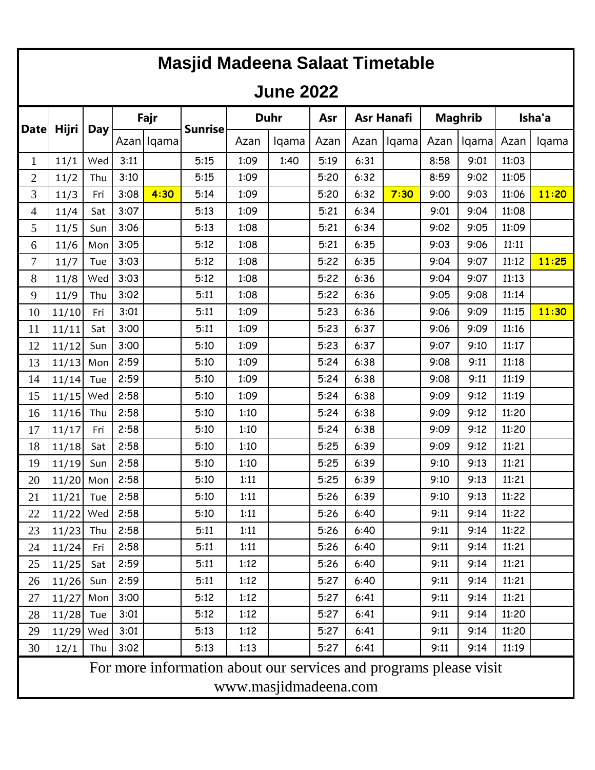# Masjid Madeena Salaat Timetable

## June 2022

| Date | Hijri | Day | Fajr | | Sunrise | Duhr | | Asr | Asr Hanafi | | Maghrib | | Isha'a | |
|---|---|---|---|---|---|---|---|---|---|---|---|---|---|---|
| | | | Azan | Iqama | | Azan | Iqama | Azan | Azan | Iqama | Azan | Iqama | Azan | Iqama |
| 1 | 11/1 | Wed | 3:11 | | 5:15 | 1:09 | 1:40 | 5:19 | 6:31 | | 8:58 | 9:01 | 11:03 | |
| 2 | 11/2 | Thu | 3:10 | | 5:15 | 1:09 | | 5:20 | 6:32 | | 8:59 | 9:02 | 11:05 | |
| 3 | 11/3 | Fri | 3:08 | **4:30** | 5:14 | 1:09 | | 5:20 | 6:32 | **7:30** | 9:00 | 9:03 | 11:06 | **11:20** |
| 4 | 11/4 | Sat | 3:07 | | 5:13 | 1:09 | | 5:21 | 6:34 | | 9:01 | 9:04 | 11:08 | |
| 5 | 11/5 | Sun | 3:06 | | 5:13 | 1:08 | | 5:21 | 6:34 | | 9:02 | 9:05 | 11:09 | |
| 6 | 11/6 | Mon | 3:05 | | 5:12 | 1:08 | | 5:21 | 6:35 | | 9:03 | 9:06 | 11:11 | |
| 7 | 11/7 | Tue | 3:03 | | 5:12 | 1:08 | | 5:22 | 6:35 | | 9:04 | 9:07 | 11:12 | **11:25** |
| 8 | 11/8 | Wed | 3:03 | | 5:12 | 1:08 | | 5:22 | 6:36 | | 9:04 | 9:07 | 11:13 | |
| 9 | 11/9 | Thu | 3:02 | | 5:11 | 1:08 | | 5:22 | 6:36 | | 9:05 | 9:08 | 11:14 | |
| 10 | 11/10 | Fri | 3:01 | | 5:11 | 1:09 | | 5:23 | 6:36 | | 9:06 | 9:09 | 11:15 | **11:30** |
| 11 | 11/11 | Sat | 3:00 | | 5:11 | 1:09 | | 5:23 | 6:37 | | 9:06 | 9:09 | 11:16 | |
| 12 | 11/12 | Sun | 3:00 | | 5:10 | 1:09 | | 5:23 | 6:37 | | 9:07 | 9:10 | 11:17 | |
| 13 | 11/13 | Mon | 2:59 | | 5:10 | 1:09 | | 5:24 | 6:38 | | 9:08 | 9:11 | 11:18 | |
| 14 | 11/14 | Tue | 2:59 | | 5:10 | 1:09 | | 5:24 | 6:38 | | 9:08 | 9:11 | 11:19 | |
| 15 | 11/15 | Wed | 2:58 | | 5:10 | 1:09 | | 5:24 | 6:38 | | 9:09 | 9:12 | 11:19 | |
| 16 | 11/16 | Thu | 2:58 | | 5:10 | 1:10 | | 5:24 | 6:38 | | 9:09 | 9:12 | 11:20 | |
| 17 | 11/17 | Fri | 2:58 | | 5:10 | 1:10 | | 5:24 | 6:38 | | 9:09 | 9:12 | 11:20 | |
| 18 | 11/18 | Sat | 2:58 | | 5:10 | 1:10 | | 5:25 | 6:39 | | 9:09 | 9:12 | 11:21 | |
| 19 | 11/19 | Sun | 2:58 | | 5:10 | 1:10 | | 5:25 | 6:39 | | 9:10 | 9:13 | 11:21 | |
| 20 | 11/20 | Mon | 2:58 | | 5:10 | 1:11 | | 5:25 | 6:39 | | 9:10 | 9:13 | 11:21 | |
| 21 | 11/21 | Tue | 2:58 | | 5:10 | 1:11 | | 5:26 | 6:39 | | 9:10 | 9:13 | 11:22 | |
| 22 | 11/22 | Wed | 2:58 | | 5:10 | 1:11 | | 5:26 | 6:40 | | 9:11 | 9:14 | 11:22 | |
| 23 | 11/23 | Thu | 2:58 | | 5:11 | 1:11 | | 5:26 | 6:40 | | 9:11 | 9:14 | 11:22 | |
| 24 | 11/24 | Fri | 2:58 | | 5:11 | 1:11 | | 5:26 | 6:40 | | 9:11 | 9:14 | 11:21 | |
| 25 | 11/25 | Sat | 2:59 | | 5:11 | 1:12 | | 5:26 | 6:40 | | 9:11 | 9:14 | 11:21 | |
| 26 | 11/26 | Sun | 2:59 | | 5:11 | 1:12 | | 5:27 | 6:40 | | 9:11 | 9:14 | 11:21 | |
| 27 | 11/27 | Mon | 3:00 | | 5:12 | 1:12 | | 5:27 | 6:41 | | 9:11 | 9:14 | 11:21 | |
| 28 | 11/28 | Tue | 3:01 | | 5:12 | 1:12 | | 5:27 | 6:41 | | 9:11 | 9:14 | 11:20 | |
| 29 | 11/29 | Wed | 3:01 | | 5:13 | 1:12 | | 5:27 | 6:41 | | 9:11 | 9:14 | 11:20 | |
| 30 | 12/1 | Thu | 3:02 | | 5:13 | 1:13 | | 5:27 | 6:41 | | 9:11 | 9:14 | 11:19 | |

For more information about our services and programs please visit www.masjidmadeena.com